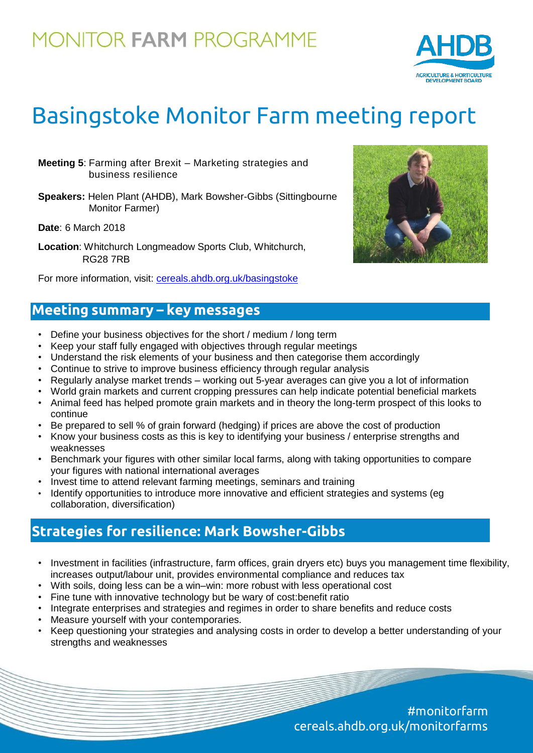MONITOR FARM PROGRAMME

# Basingstoke Monitor Farm meeting report

**Meeting 5**: Farming after Brexit – Marketing strategies and business resilience

**Speakers:** Helen Plant (AHDB), Mark Bowsher-Gibbs (Sittingbourne Monitor Farmer)

**Date**: 6 March 2018

**Location**: Whitchurch Longmeadow Sports Club, Whitchurch, RG28 7RB

For more information, visit: cereals.ahdb.org.uk/basingstoke

## Meeting summary – key messages

- Define your business objectives for the short / medium / long term
- Keep your staff fully engaged with objectives through regular meetings
- Understand the risk elements of your business and then categorise them accordingly
- Continue to strive to improve business efficiency through regular analysis
- Regularly analyse market trends – working out 5-year averages can give you a lot of information
- World grain markets and current cropping pressures can help indicate potential beneficial markets
- Animal feed has helped promote grain markets and in theory the long-term prospect of this looks to continue
- Be prepared to sell % of grain forward (hedging) if prices are above the cost of production
- Know your business costs as this is key to identifying your business / enterprise strengths and weaknesses
- Benchmark your figures with other similar local farms, along with taking opportunities to compare your figures with national international averages
- Invest time to attend relevant farming meetings, seminars and training
- Identify opportunities to introduce more innovative and efficient strategies and systems (eg collaboration, diversification)

## Strategies for resilience: Mark Bowsher-Gibbs

- Investment in facilities (infrastructure, farm offices, grain dryers etc) buys you management time flexibility, increases output/labour unit, provides environmental compliance and reduces tax
- With soils, doing less can be a win–win: more robust with less operational cost
- Fine tune with innovative technology but be wary of cost:benefit ratio
- Integrate enterprises and strategies and regimes in order to share benefits and reduce costs
- Measure yourself with your contemporaries.
- Keep questioning your strategies and analysing costs in order to develop a better understanding of your strengths and weaknesses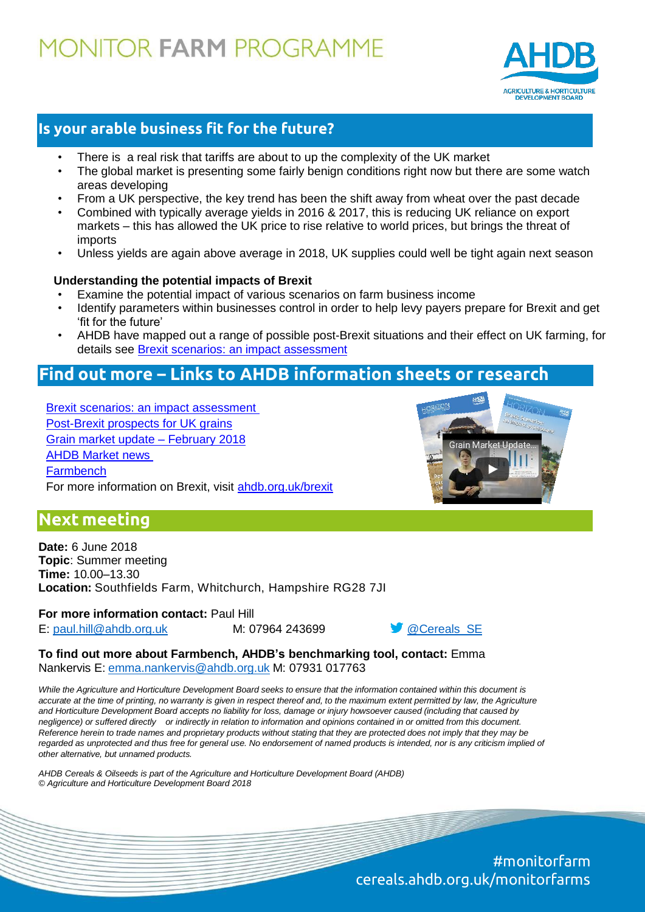# MONITOR FARM PROGRAMME

## Is your arable business fit for the future?

- There is a real risk that tariffs are about to up the complexity of the UK market
- The global market is presenting some fairly benign conditions right now but there are some watch areas developing
- From a UK perspective, the key trend has been the shift away from wheat over the past decade
- Combined with typically average yields in 2016 & 2017, this is reducing UK reliance on export markets – this has allowed the UK price to rise relative to world prices, but brings the threat of imports
- Unless yields are again above average in 2018, UK supplies could well be tight again next season

**Understanding the potential impacts of Brexit**

- Examine the potential impact of various scenarios on farm business income
- Identify parameters within businesses control in order to help levy payers prepare for Brexit and get 'fit for the future'
- AHDB have mapped out a range of possible post-Brexit situations and their effect on UK farming, for details see Brexit scenarios: an impact assessment

## Find out more – Links to AHDB information sheets or research

Brexit scenarios: an impact assessment
Post-Brexit prospects for UK grains
Grain market update – February 2018
AHDB Market news
Farmbench
For more information on Brexit, visit ahdb.org.uk/brexit

## Next meeting

**Date:** 6 June 2018
**Topic**: Summer meeting
**Time:** 10.00–13.30
**Location:** Southfields Farm, Whitchurch, Hampshire RG28 7JI

**For more information contact:** Paul Hill
E: paul.hill@ahdb.org.uk M: 07964 243699 @Cereals_SE

**To find out more about Farmbench, AHDB's benchmarking tool, contact:** Emma Nankervis E: emma.nankervis@ahdb.org.uk M: 07931 017763

*While the Agriculture and Horticulture Development Board seeks to ensure that the information contained within this document is accurate at the time of printing, no warranty is given in respect thereof and, to the maximum extent permitted by law, the Agriculture and Horticulture Development Board accepts no liability for loss, damage or injury howsoever caused (including that caused by negligence) or suffered directly or indirectly in relation to information and opinions contained in or omitted from this document. Reference herein to trade names and proprietary products without stating that they are protected does not imply that they may be regarded as unprotected and thus free for general use. No endorsement of named products is intended, nor is any criticism implied of other alternative, but unnamed products.*

*AHDB Cereals & Oilseeds is part of the Agriculture and Horticulture Development Board (AHDB)*
*© Agriculture and Horticulture Development Board 2018*

#monitorfarm
cereals.ahdb.org.uk/monitorfarms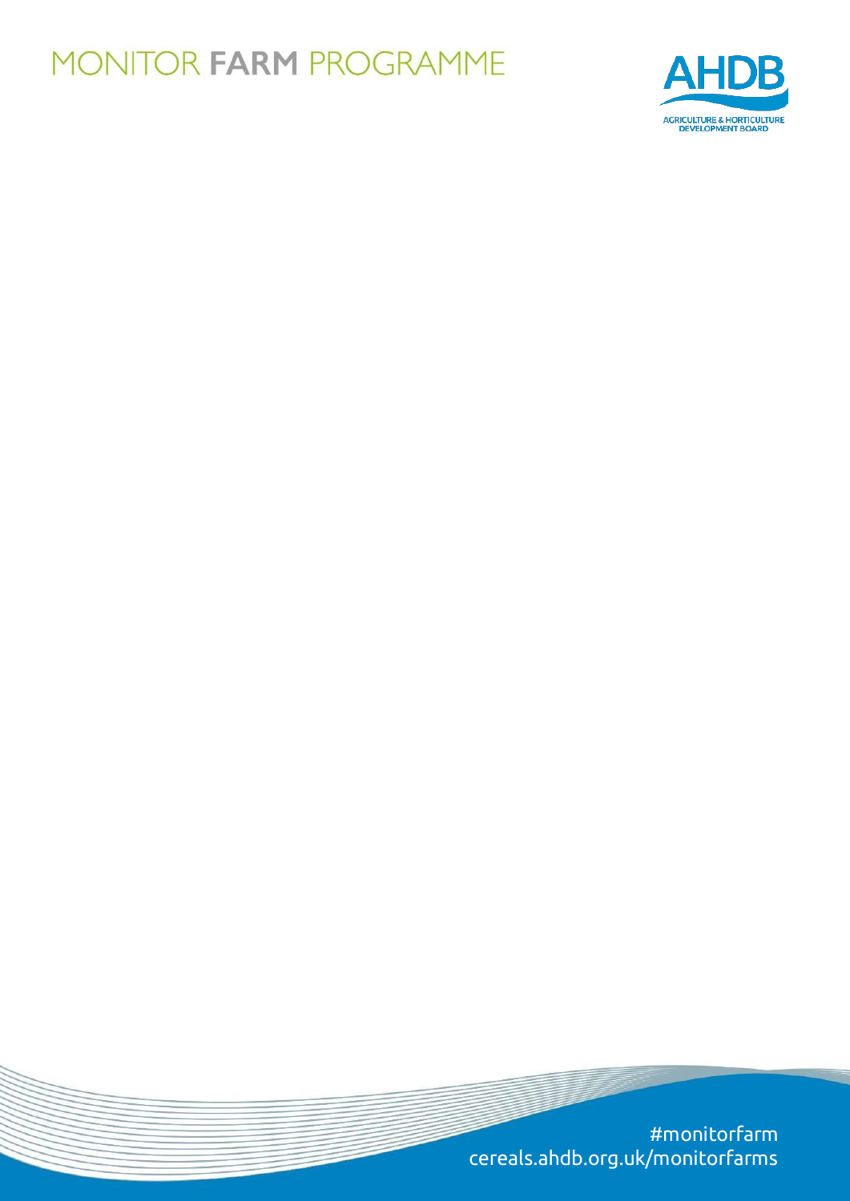#monitorfarm
cereals.ahdb.org.uk/monitorfarms